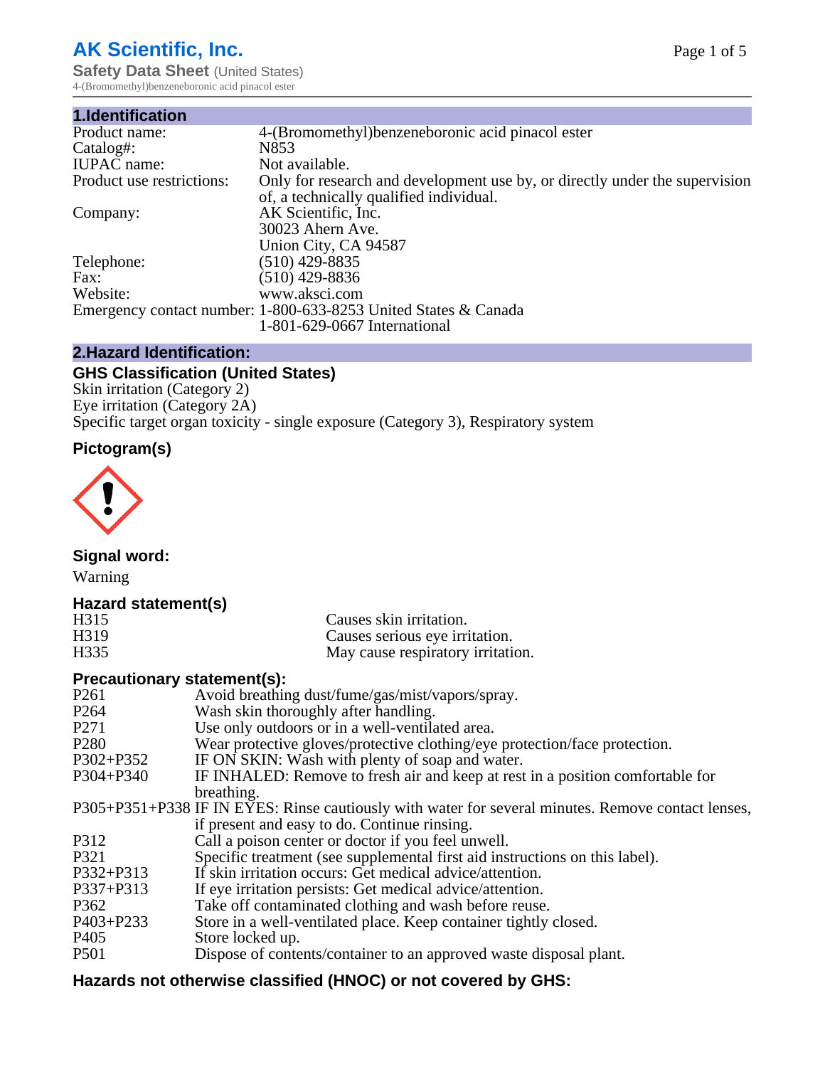# AK Scientific, Inc.

**Safety Data Sheet** (United States)
4-(Bromomethyl)benzeneboronic acid pinacol ester

## 1.Identification

| | |
|---|---|
| Product name: | 4-(Bromomethyl)benzeneboronic acid pinacol ester |
| Catalog#: | N853 |
| IUPAC name: | Not available. |
| Product use restrictions: | Only for research and development use by, or directly under the supervision of, a technically qualified individual. |
| Company: | AK Scientific, Inc.<br>30023 Ahern Ave.<br>Union City, CA 94587 |
| Telephone: | (510) 429-8835 |
| Fax: | (510) 429-8836 |
| Website: | www.aksci.com |
| Emergency contact number: | 1-800-633-8253 United States & Canada<br>1-801-629-0667 International |

## 2.Hazard Identification:

### GHS Classification (United States)

Skin irritation (Category 2)
Eye irritation (Category 2A)
Specific target organ toxicity - single exposure (Category 3), Respiratory system

### Pictogram(s)

### Signal word:

Warning

### Hazard statement(s)

| | |
|---|---|
| H315 | Causes skin irritation. |
| H319 | Causes serious eye irritation. |
| H335 | May cause respiratory irritation. |

### Precautionary statement(s):

| | |
|---|---|
| P261 | Avoid breathing dust/fume/gas/mist/vapors/spray. |
| P264 | Wash skin thoroughly after handling. |
| P271 | Use only outdoors or in a well-ventilated area. |
| P280 | Wear protective gloves/protective clothing/eye protection/face protection. |
| P302+P352 | IF ON SKIN: Wash with plenty of soap and water. |
| P304+P340 | IF INHALED: Remove to fresh air and keep at rest in a position comfortable for breathing. |
| P305+P351+P338 | IF IN EYES: Rinse cautiously with water for several minutes. Remove contact lenses, if present and easy to do. Continue rinsing. |
| P312 | Call a poison center or doctor if you feel unwell. |
| P321 | Specific treatment (see supplemental first aid instructions on this label). |
| P332+P313 | If skin irritation occurs: Get medical advice/attention. |
| P337+P313 | If eye irritation persists: Get medical advice/attention. |
| P362 | Take off contaminated clothing and wash before reuse. |
| P403+P233 | Store in a well-ventilated place. Keep container tightly closed. |
| P405 | Store locked up. |
| P501 | Dispose of contents/container to an approved waste disposal plant. |

### Hazards not otherwise classified (HNOC) or not covered by GHS: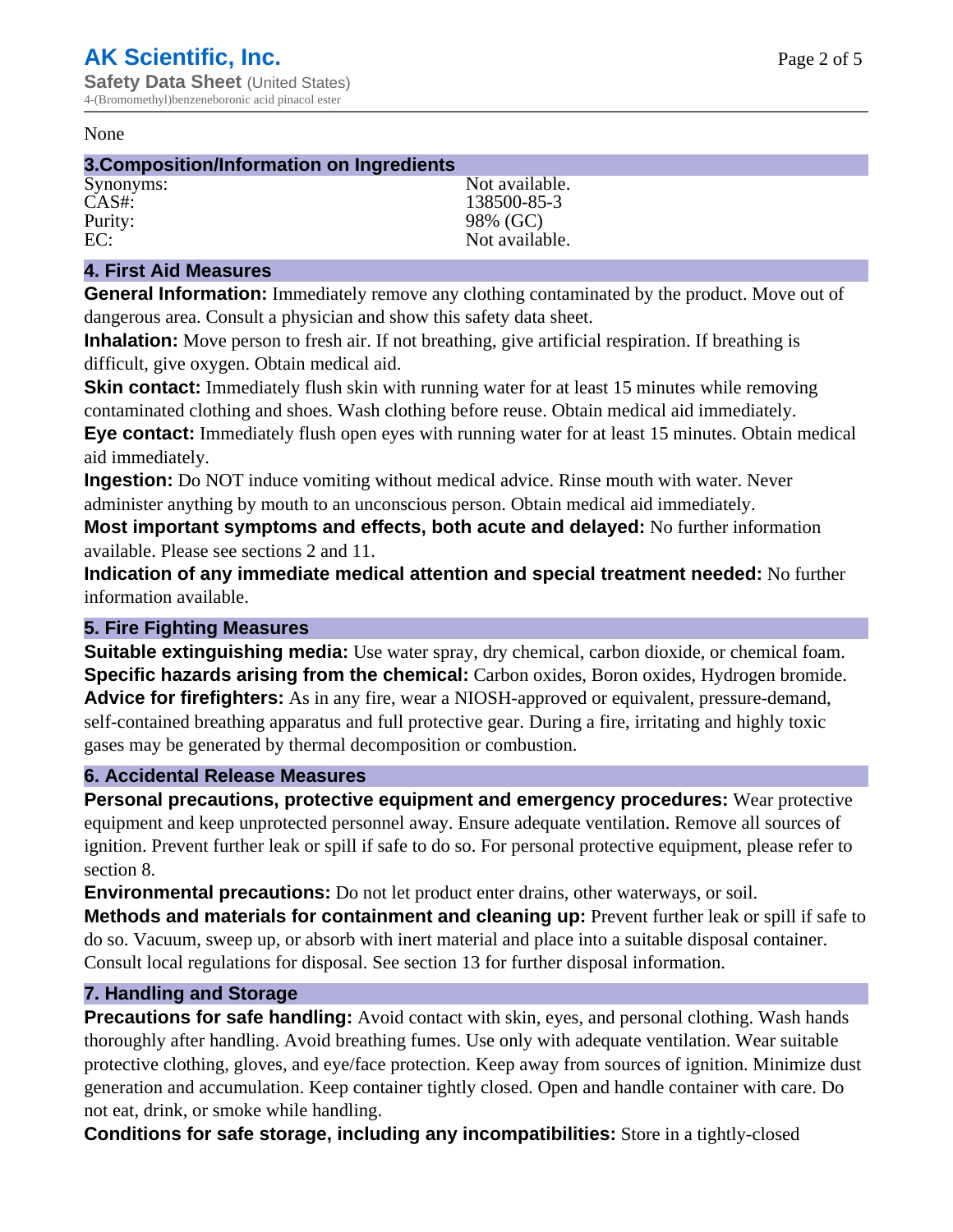None

## 3.Composition/Information on Ingredients

| | |
|---|---|
| Synonyms: | Not available. |
| CAS#: | 138500-85-3 |
| Purity: | 98% (GC) |
| EC: | Not available. |

## 4. First Aid Measures

**General Information:** Immediately remove any clothing contaminated by the product. Move out of dangerous area. Consult a physician and show this safety data sheet.

**Inhalation:** Move person to fresh air. If not breathing, give artificial respiration. If breathing is difficult, give oxygen. Obtain medical aid.

**Skin contact:** Immediately flush skin with running water for at least 15 minutes while removing contaminated clothing and shoes. Wash clothing before reuse. Obtain medical aid immediately.

**Eye contact:** Immediately flush open eyes with running water for at least 15 minutes. Obtain medical aid immediately.

**Ingestion:** Do NOT induce vomiting without medical advice. Rinse mouth with water. Never administer anything by mouth to an unconscious person. Obtain medical aid immediately.

**Most important symptoms and effects, both acute and delayed:** No further information available. Please see sections 2 and 11.

**Indication of any immediate medical attention and special treatment needed:** No further information available.

## 5. Fire Fighting Measures

**Suitable extinguishing media:** Use water spray, dry chemical, carbon dioxide, or chemical foam.

**Specific hazards arising from the chemical:** Carbon oxides, Boron oxides, Hydrogen bromide.

**Advice for firefighters:** As in any fire, wear a NIOSH-approved or equivalent, pressure-demand, self-contained breathing apparatus and full protective gear. During a fire, irritating and highly toxic gases may be generated by thermal decomposition or combustion.

## 6. Accidental Release Measures

**Personal precautions, protective equipment and emergency procedures:** Wear protective equipment and keep unprotected personnel away. Ensure adequate ventilation. Remove all sources of ignition. Prevent further leak or spill if safe to do so. For personal protective equipment, please refer to section 8.

**Environmental precautions:** Do not let product enter drains, other waterways, or soil.

**Methods and materials for containment and cleaning up:** Prevent further leak or spill if safe to do so. Vacuum, sweep up, or absorb with inert material and place into a suitable disposal container. Consult local regulations for disposal. See section 13 for further disposal information.

## 7. Handling and Storage

**Precautions for safe handling:** Avoid contact with skin, eyes, and personal clothing. Wash hands thoroughly after handling. Avoid breathing fumes. Use only with adequate ventilation. Wear suitable protective clothing, gloves, and eye/face protection. Keep away from sources of ignition. Minimize dust generation and accumulation. Keep container tightly closed. Open and handle container with care. Do not eat, drink, or smoke while handling.

**Conditions for safe storage, including any incompatibilities:** Store in a tightly-closed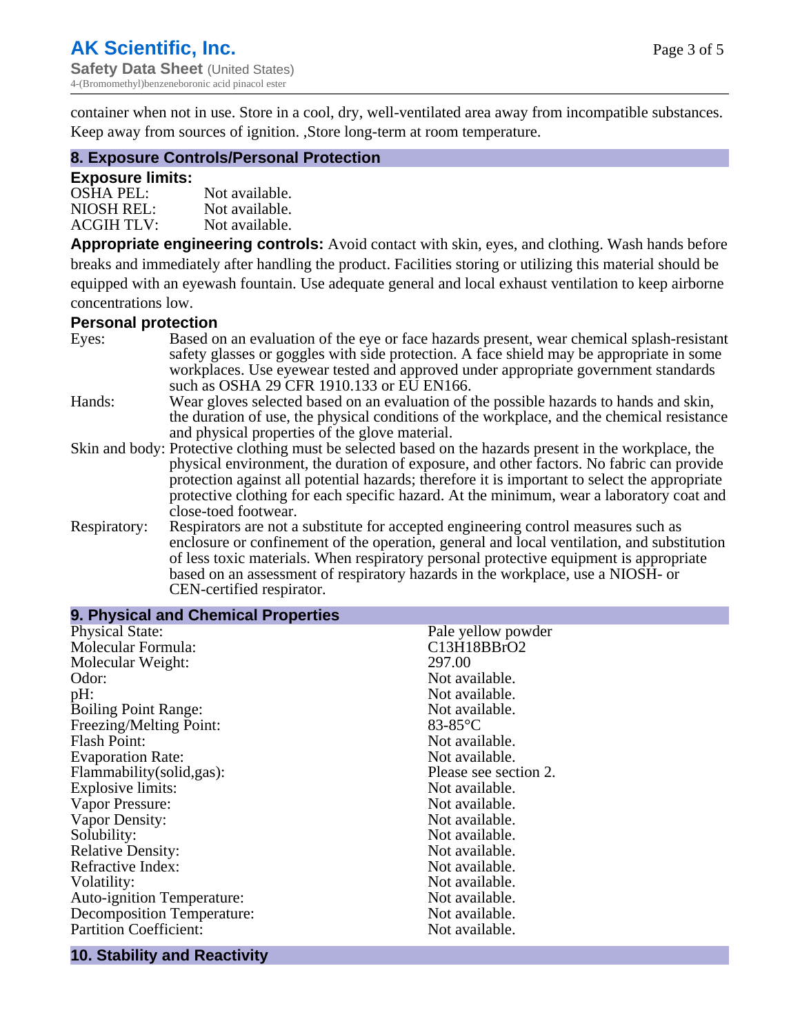container when not in use. Store in a cool, dry, well-ventilated area away from incompatible substances. Keep away from sources of ignition. ,Store long-term at room temperature.

## 8. Exposure Controls/Personal Protection

### Exposure limits:

| | |
|---|---|
| OSHA PEL: | Not available. |
| NIOSH REL: | Not available. |
| ACGIH TLV: | Not available. |

**Appropriate engineering controls:** Avoid contact with skin, eyes, and clothing. Wash hands before breaks and immediately after handling the product. Facilities storing or utilizing this material should be equipped with an eyewash fountain. Use adequate general and local exhaust ventilation to keep airborne concentrations low.

### Personal protection

| | |
|---|---|
| Eyes: | Based on an evaluation of the eye or face hazards present, wear chemical splash-resistant safety glasses or goggles with side protection. A face shield may be appropriate in some workplaces. Use eyewear tested and approved under appropriate government standards such as OSHA 29 CFR 1910.133 or EU EN166. |
| Hands: | Wear gloves selected based on an evaluation of the possible hazards to hands and skin, the duration of use, the physical conditions of the workplace, and the chemical resistance and physical properties of the glove material. |
| Skin and body: | Protective clothing must be selected based on the hazards present in the workplace, the physical environment, the duration of exposure, and other factors. No fabric can provide protection against all potential hazards; therefore it is important to select the appropriate protective clothing for each specific hazard. At the minimum, wear a laboratory coat and close-toed footwear. |
| Respiratory: | Respirators are not a substitute for accepted engineering control measures such as enclosure or confinement of the operation, general and local ventilation, and substitution of less toxic materials. When respiratory personal protective equipment is appropriate based on an assessment of respiratory hazards in the workplace, use a NIOSH- or CEN-certified respirator. |

## 9. Physical and Chemical Properties

| | |
|---|---|
| Physical State: | Pale yellow powder |
| Molecular Formula: | C13H18BBrO2 |
| Molecular Weight: | 297.00 |
| Odor: | Not available. |
| pH: | Not available. |
| Boiling Point Range: | Not available. |
| Freezing/Melting Point: | 83-85°C |
| Flash Point: | Not available. |
| Evaporation Rate: | Not available. |
| Flammability(solid,gas): | Please see section 2. |
| Explosive limits: | Not available. |
| Vapor Pressure: | Not available. |
| Vapor Density: | Not available. |
| Solubility: | Not available. |
| Relative Density: | Not available. |
| Refractive Index: | Not available. |
| Volatility: | Not available. |
| Auto-ignition Temperature: | Not available. |
| Decomposition Temperature: | Not available. |
| Partition Coefficient: | Not available. |

## 10. Stability and Reactivity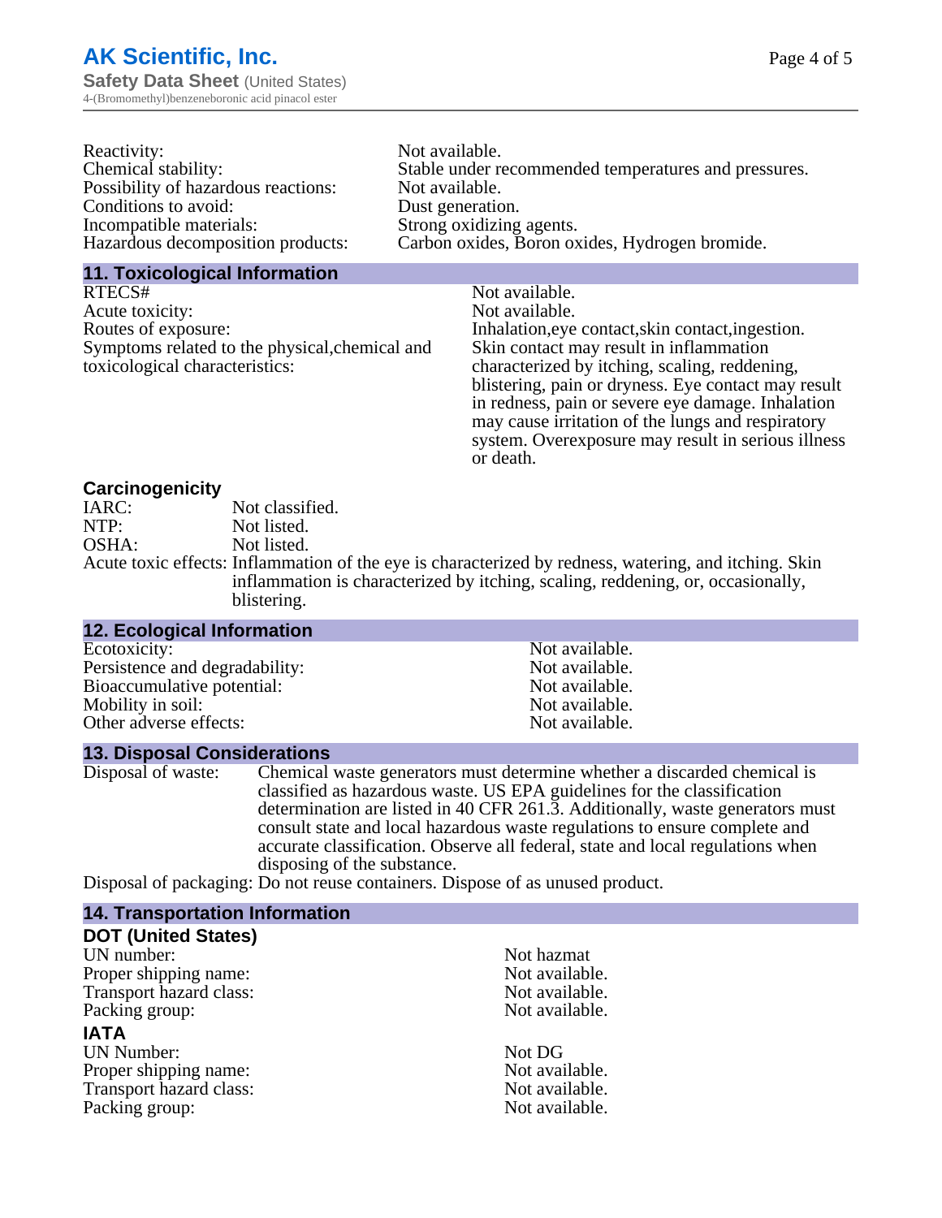| | |
|---|---|
| Reactivity: | Not available. |
| Chemical stability: | Stable under recommended temperatures and pressures. |
| Possibility of hazardous reactions: | Not available. |
| Conditions to avoid: | Dust generation. |
| Incompatible materials: | Strong oxidizing agents. |
| Hazardous decomposition products: | Carbon oxides, Boron oxides, Hydrogen bromide. |

## 11. Toxicological Information

| | |
|---|---|
| RTECS# | Not available. |
| Acute toxicity: | Not available. |
| Routes of exposure: | Inhalation,eye contact,skin contact,ingestion. |
| Symptoms related to the physical,chemical and toxicological characteristics: | Skin contact may result in inflammation characterized by itching, scaling, reddening, blistering, pain or dryness. Eye contact may result in redness, pain or severe eye damage. Inhalation may cause irritation of the lungs and respiratory system. Overexposure may result in serious illness or death. |

### Carcinogenicity

| | |
|---|---|
| IARC: | Not classified. |
| NTP: | Not listed. |
| OSHA: | Not listed. |
| Acute toxic effects: | Inflammation of the eye is characterized by redness, watering, and itching. Skin inflammation is characterized by itching, scaling, reddening, or, occasionally, blistering. |

## 12. Ecological Information

| | |
|---|---|
| Ecotoxicity: | Not available. |
| Persistence and degradability: | Not available. |
| Bioaccumulative potential: | Not available. |
| Mobility in soil: | Not available. |
| Other adverse effects: | Not available. |

## 13. Disposal Considerations

| | |
|---|---|
| Disposal of waste: | Chemical waste generators must determine whether a discarded chemical is classified as hazardous waste. US EPA guidelines for the classification determination are listed in 40 CFR 261.3. Additionally, waste generators must consult state and local hazardous waste regulations to ensure complete and accurate classification. Observe all federal, state and local regulations when disposing of the substance. |
| Disposal of packaging: | Do not reuse containers. Dispose of as unused product. |

## 14. Transportation Information

### DOT (United States)

| | |
|---|---|
| UN number: | Not hazmat |
| Proper shipping name: | Not available. |
| Transport hazard class: | Not available. |
| Packing group: | Not available. |

### IATA

| | |
|---|---|
| UN Number: | Not DG |
| Proper shipping name: | Not available. |
| Transport hazard class: | Not available. |
| Packing group: | Not available. |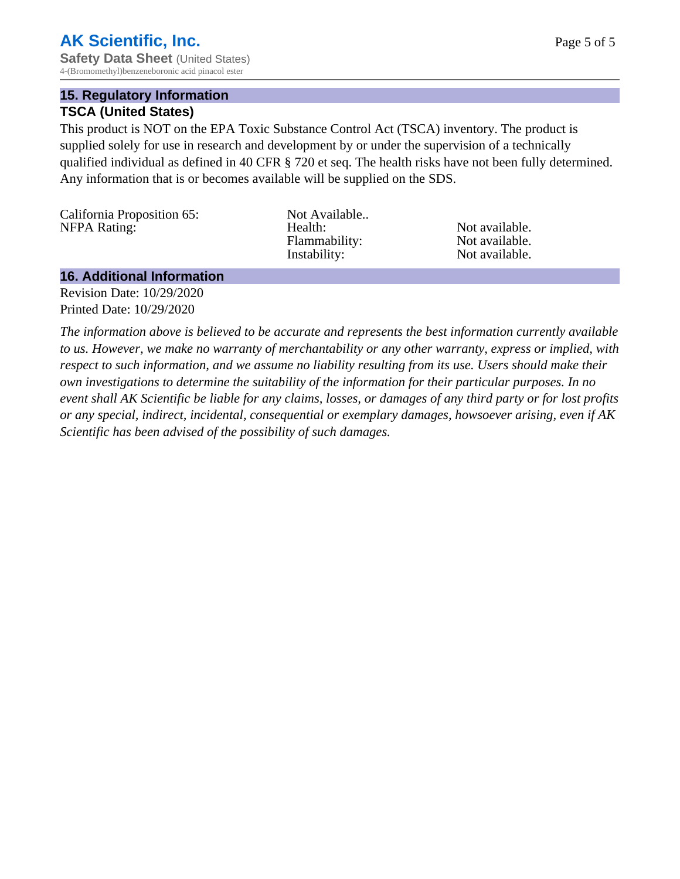## 15. Regulatory Information

### TSCA (United States)

This product is NOT on the EPA Toxic Substance Control Act (TSCA) inventory. The product is supplied solely for use in research and development by or under the supervision of a technically qualified individual as defined in 40 CFR § 720 et seq. The health risks have not been fully determined. Any information that is or becomes available will be supplied on the SDS.

| | | |
|---|---|---|
| California Proposition 65: | Not Available.. | |
| NFPA Rating: | Health: | Not available. |
| | Flammability: | Not available. |
| | Instability: | Not available. |

## 16. Additional Information

Revision Date: 10/29/2020
Printed Date: 10/29/2020

*The information above is believed to be accurate and represents the best information currently available to us. However, we make no warranty of merchantability or any other warranty, express or implied, with respect to such information, and we assume no liability resulting from its use. Users should make their own investigations to determine the suitability of the information for their particular purposes. In no event shall AK Scientific be liable for any claims, losses, or damages of any third party or for lost profits or any special, indirect, incidental, consequential or exemplary damages, howsoever arising, even if AK Scientific has been advised of the possibility of such damages.*